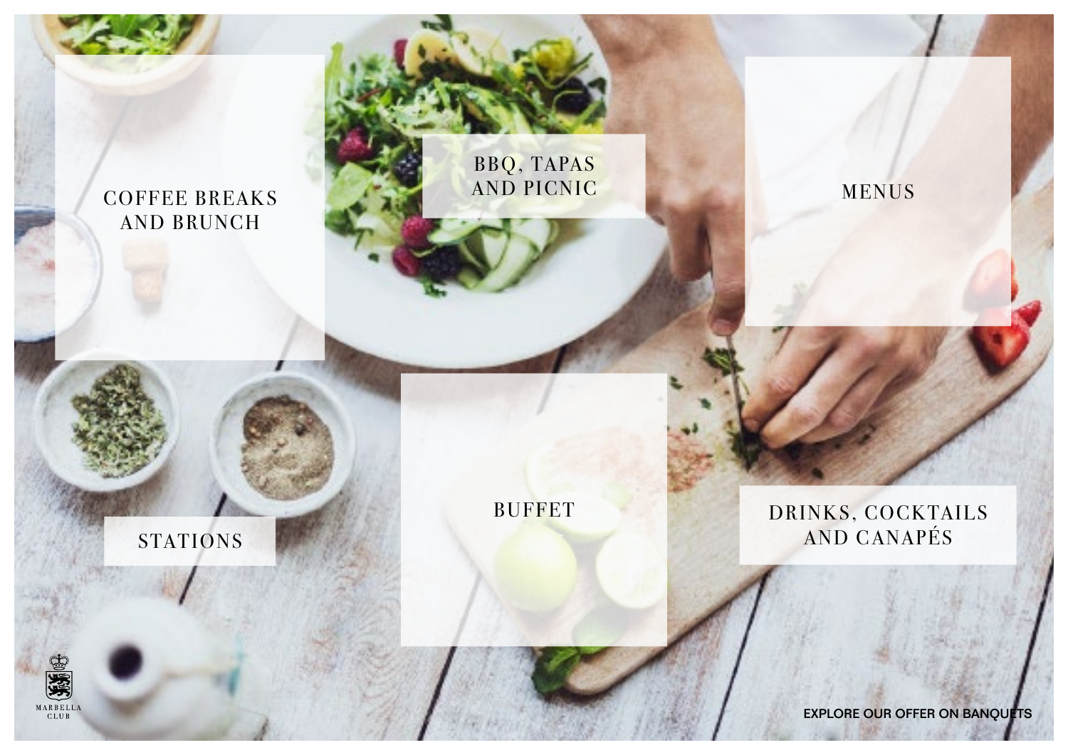COFFEE BREAKS AND BRUNCH

BBQ, TAPAS AND PICNIC

MENUS

STATIONS

BUFFET

DRINKS, COCKTAILS AND CANAPÉS

MARBELLA CLUB

EXPLORE OUR OFFER ON BANQUETS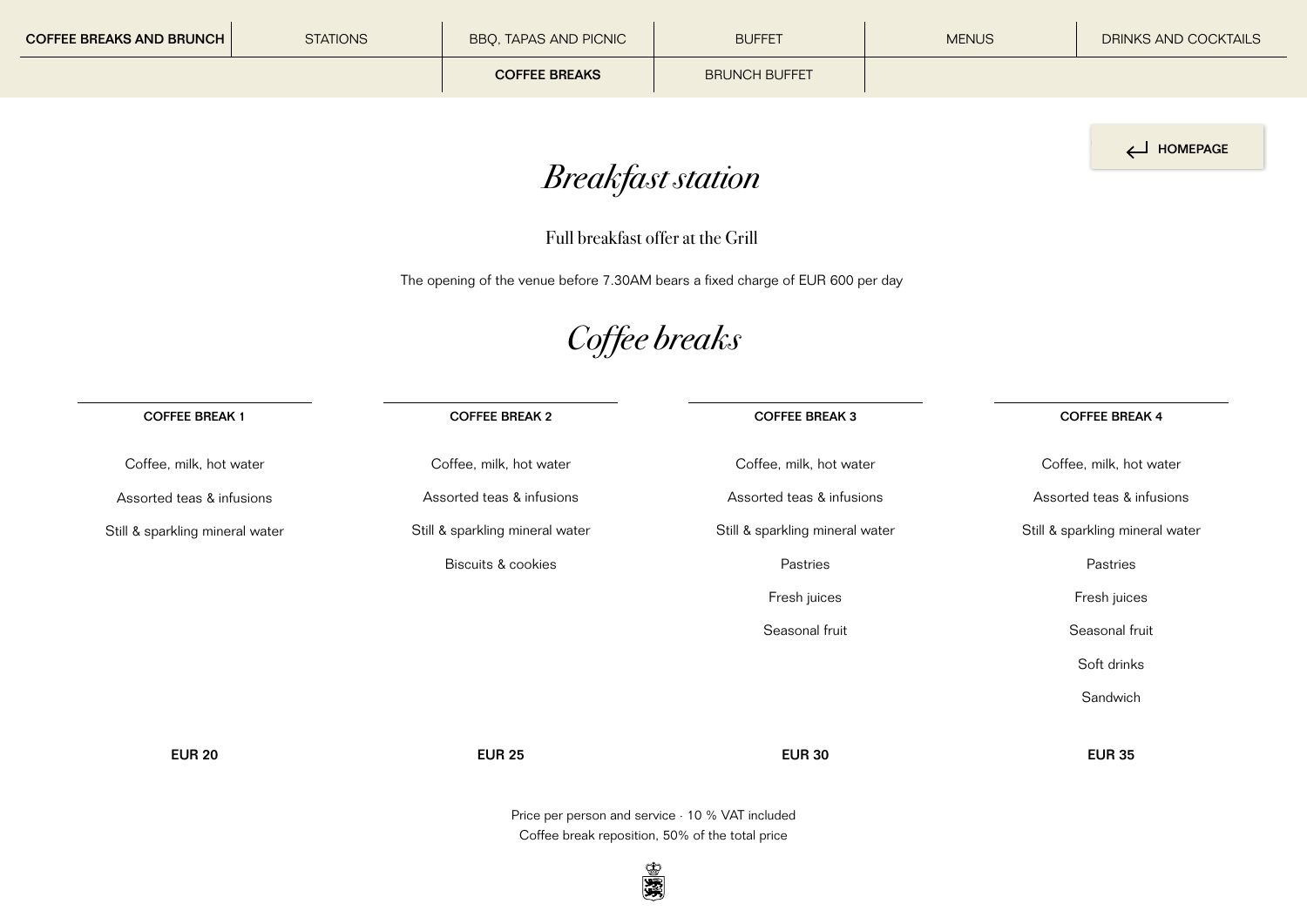| COFFEE BREAKS AND BRUNCH | STATIONS | BBQ, TAPAS AND PICNIC | BUFFET | MENUS | DRINKS AND COCKTAILS |
|---|---|---|---|---|---|
| | | **COFFEE BREAKS** | BRUNCH BUFFET | | |

HOMEPAGE

# *Breakfast station*

Full breakfast offer at the Grill

The opening of the venue before 7.30AM bears a fixed charge of EUR 600 per day

# *Coffee breaks*

### COFFEE BREAK 1

Coffee, milk, hot water

Assorted teas & infusions

Still & sparkling mineral water

**EUR 20**

### COFFEE BREAK 2

Coffee, milk, hot water

Assorted teas & infusions

Still & sparkling mineral water

Biscuits & cookies

**EUR 25**

### COFFEE BREAK 3

Coffee, milk, hot water

Assorted teas & infusions

Still & sparkling mineral water

Pastries

Fresh juices

Seasonal fruit

**EUR 30**

### COFFEE BREAK 4

Coffee, milk, hot water

Assorted teas & infusions

Still & sparkling mineral water

Pastries

Fresh juices

Seasonal fruit

Soft drinks

Sandwich

**EUR 35**

Price per person and service · 10 % VAT included
Coffee break reposition, 50% of the total price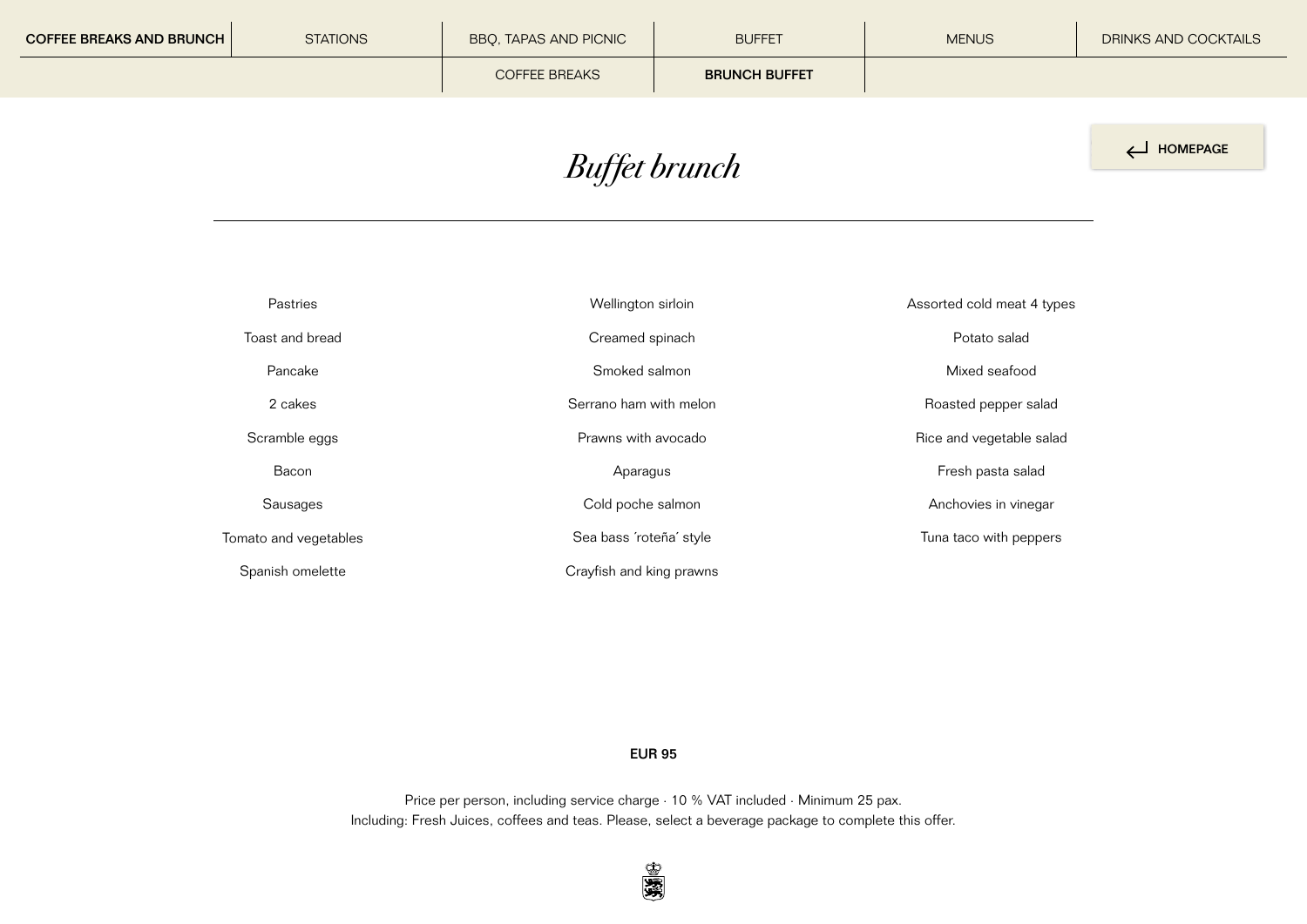COFFEE BREAKS AND BRUNCH | STATIONS | BBQ, TAPAS AND PICNIC | BUFFET | MENUS | DRINKS AND COCKTAILS

COFFEE BREAKS | **BRUNCH BUFFET**

HOMEPAGE

# *Buffet brunch*

Pastries

Toast and bread

Pancake

2 cakes

Scramble eggs

Bacon

Sausages

Tomato and vegetables

Spanish omelette

Wellington sirloin

Creamed spinach

Smoked salmon

Serrano ham with melon

Prawns with avocado

Aparagus

Cold poche salmon

Sea bass ´roteña´ style

Crayfish and king prawns

Assorted cold meat 4 types

Potato salad

Mixed seafood

Roasted pepper salad

Rice and vegetable salad

Fresh pasta salad

Anchovies in vinegar

Tuna taco with peppers

**EUR 95**

Price per person, including service charge · 10 % VAT included · Minimum 25 pax.
Including: Fresh Juices, coffees and teas. Please, select a beverage package to complete this offer.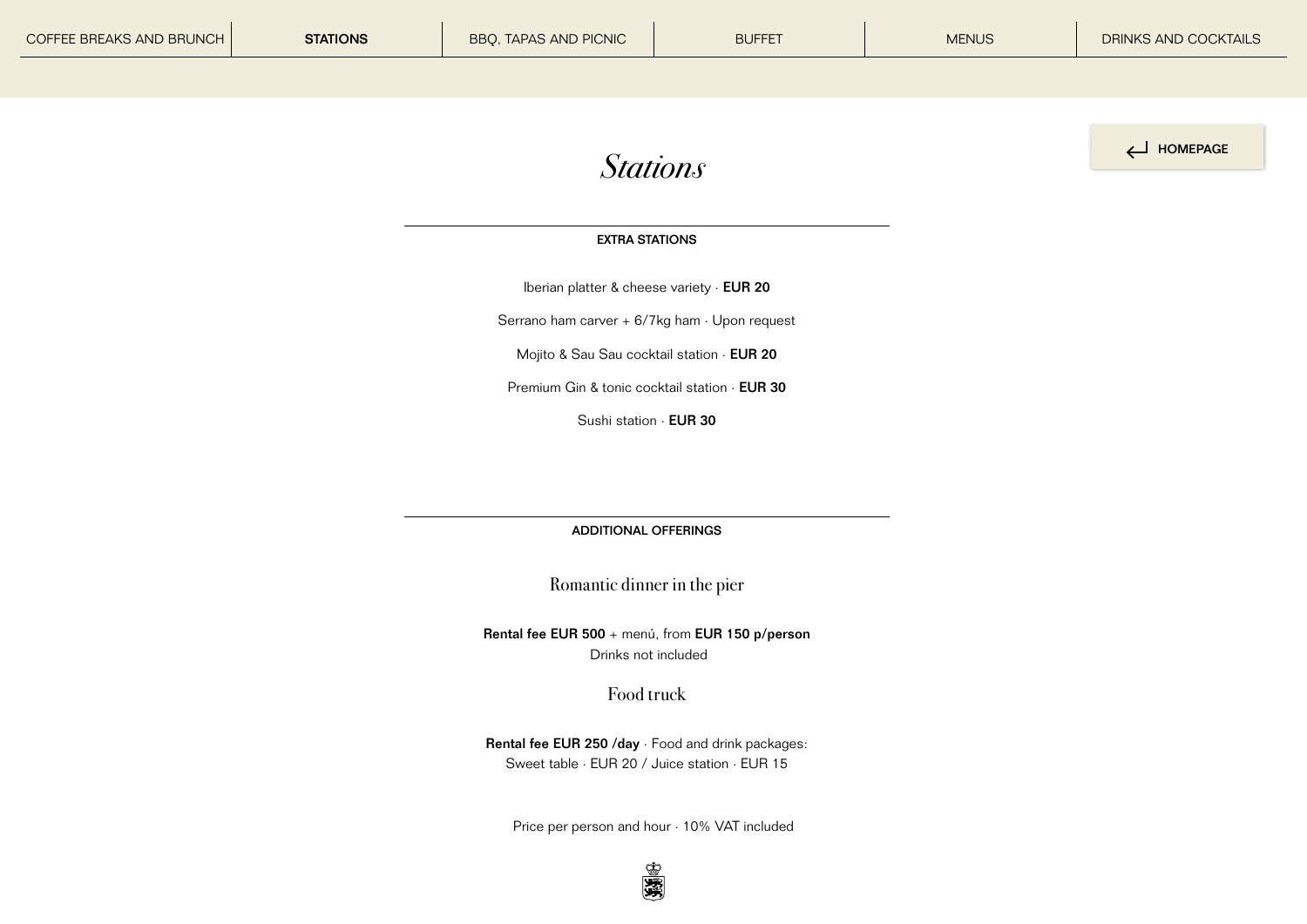COFFEE BREAKS AND BRUNCH | **STATIONS** | BBQ, TAPAS AND PICNIC | BUFFET | MENUS | DRINKS AND COCKTAILS

HOMEPAGE

# *Stations*

## EXTRA STATIONS

Iberian platter & cheese variety · **EUR 20**

Serrano ham carver + 6/7kg ham · Upon request

Mojito & Sau Sau cocktail station · **EUR 20**

Premium Gin & tonic cocktail station · **EUR 30**

Sushi station · **EUR 30**

## ADDITIONAL OFFERINGS

### Romantic dinner in the pier

**Rental fee EUR 500** + menú, from **EUR 150 p/person**
Drinks not included

### Food truck

**Rental fee EUR 250 /day** · Food and drink packages:
Sweet table · EUR 20 / Juice station · EUR 15

Price per person and hour · 10% VAT included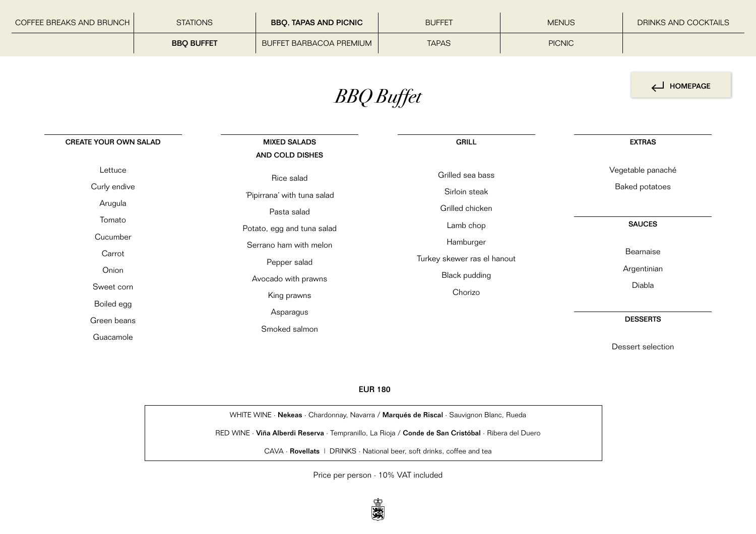COFFEE BREAKS AND BRUNCH | STATIONS | **BBQ, TAPAS AND PICNIC** | BUFFET | MENUS | DRINKS AND COCKTAILS

**BBQ BUFFET** | BUFFET BARBACOA PREMIUM | TAPAS | PICNIC

HOMEPAGE

# *BBQ Buffet*

### CREATE YOUR OWN SALAD

Lettuce
Curly endive
Arugula
Tomato
Cucumber
Carrot
Onion
Sweet corn
Boiled egg
Green beans
Guacamole

### MIXED SALADS AND COLD DISHES

Rice salad
'Pipirrana' with tuna salad
Pasta salad
Potato, egg and tuna salad
Serrano ham with melon
Pepper salad
Avocado with prawns
King prawns
Asparagus
Smoked salmon

### GRILL

Grilled sea bass
Sirloin steak
Grilled chicken
Lamb chop
Hamburger
Turkey skewer ras el hanout
Black pudding
Chorizo

### EXTRAS

Vegetable panaché
Baked potatoes

### SAUCES

Bearnaise
Argentinian
Diabla

### DESSERTS

Dessert selection

**EUR 180**

WHITE WINE · **Nekeas** · Chardonnay, Navarra / **Marqués de Riscal** · Sauvignon Blanc, Rueda

RED WINE · **Viña Alberdi Reserva** · Tempranillo, La Rioja / **Conde de San Cristóbal** · Ribera del Duero

CAVA · **Rovellats** | DRINKS · National beer, soft drinks, coffee and tea

Price per person · 10% VAT included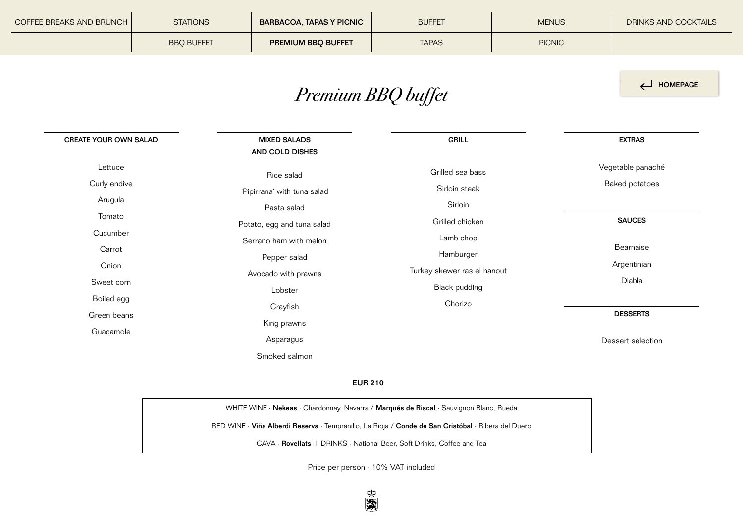# *Premium BBQ buffet*

### CREATE YOUR OWN SALAD

Lettuce

Curly endive

Arugula

Tomato

Cucumber

Carrot

Onion

Sweet corn

Boiled egg

Green beans

Guacamole

### MIXED SALADS AND COLD DISHES

Rice salad

'Pipirrana' with tuna salad

Pasta salad

Potato, egg and tuna salad

Serrano ham with melon

Pepper salad

Avocado with prawns

Lobster

Crayfish

King prawns

Asparagus

Smoked salmon

### GRILL

Grilled sea bass

Sirloin steak

Sirloin

Grilled chicken

Lamb chop

Hamburger

Turkey skewer ras el hanout

Black pudding

Chorizo

### EXTRAS

Vegetable panaché

Baked potatoes

### SAUCES

Bearnaise

Argentinian

Diabla

### DESSERTS

Dessert selection

**EUR 210**

WHITE WINE · **Nekeas** · Chardonnay, Navarra / **Marqués de Riscal** · Sauvignon Blanc, Rueda

RED WINE · **Viña Alberdi Reserva** · Tempranillo, La Rioja / **Conde de San Cristóbal** · Ribera del Duero

CAVA · **Rovellats** | DRINKS · National Beer, Soft Drinks, Coffee and Tea

Price per person · 10% VAT included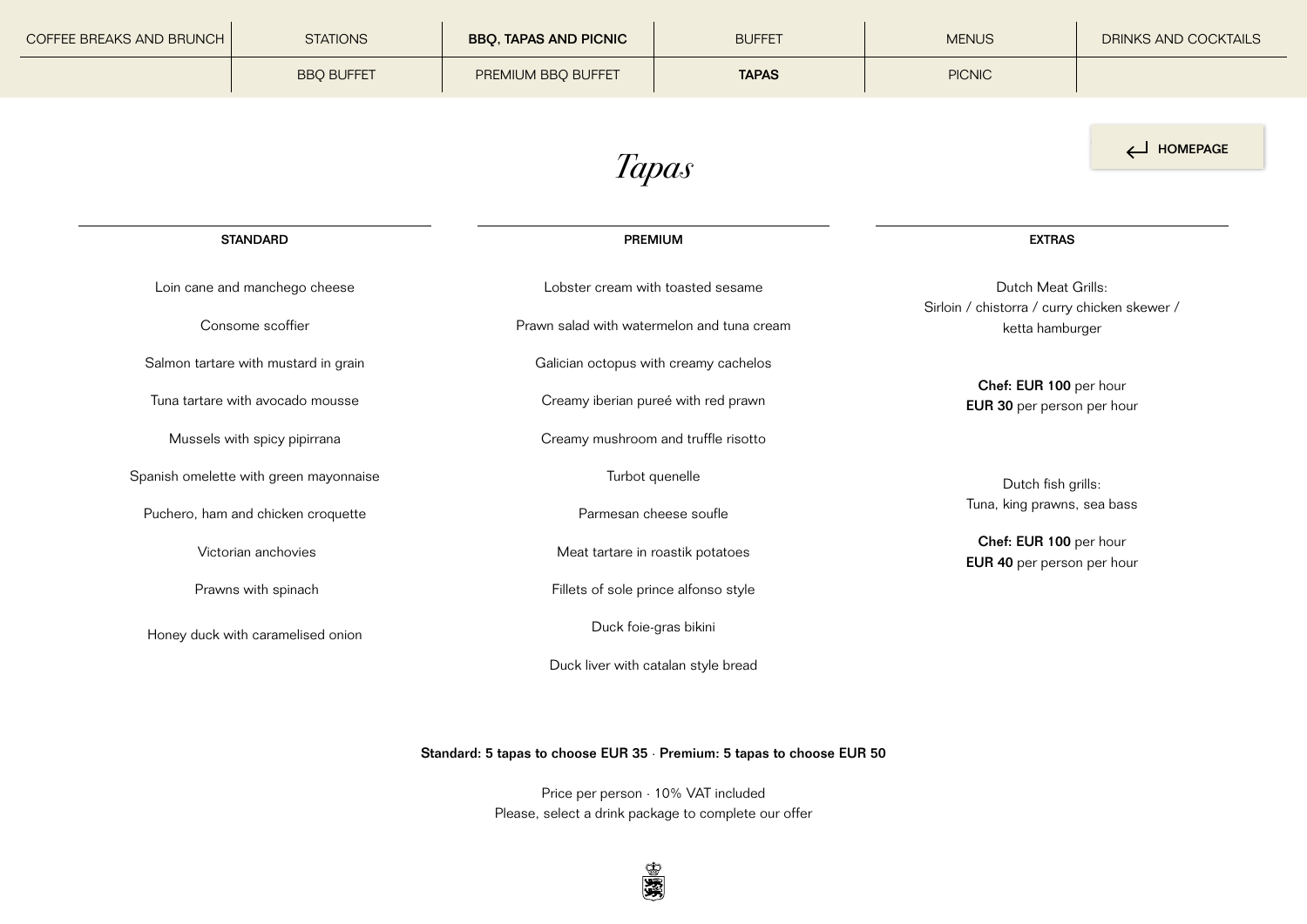COFFEE BREAKS AND BRUNCH | STATIONS | **BBQ, TAPAS AND PICNIC** | BUFFET | MENUS | DRINKS AND COCKTAILS

BBQ BUFFET | PREMIUM BBQ BUFFET | **TAPAS** | PICNIC

HOMEPAGE

# *Tapas*

## STANDARD

Loin cane and manchego cheese

Consome scoffier

Salmon tartare with mustard in grain

Tuna tartare with avocado mousse

Mussels with spicy pipirrana

Spanish omelette with green mayonnaise

Puchero, ham and chicken croquette

Victorian anchovies

Prawns with spinach

Honey duck with caramelised onion

## PREMIUM

Lobster cream with toasted sesame

Prawn salad with watermelon and tuna cream

Galician octopus with creamy cachelos

Creamy iberian pureé with red prawn

Creamy mushroom and truffle risotto

Turbot quenelle

Parmesan cheese soufle

Meat tartare in roastik potatoes

Fillets of sole prince alfonso style

Duck foie-gras bikini

Duck liver with catalan style bread

## EXTRAS

Dutch Meat Grills:
Sirloin / chistorra / curry chicken skewer / ketta hamburger

**Chef: EUR 100** per hour
**EUR 30** per person per hour

Dutch fish grills:
Tuna, king prawns, sea bass

**Chef: EUR 100** per hour
**EUR 40** per person per hour

**Standard: 5 tapas to choose EUR 35 · Premium: 5 tapas to choose EUR 50**

Price per person · 10% VAT included
Please, select a drink package to complete our offer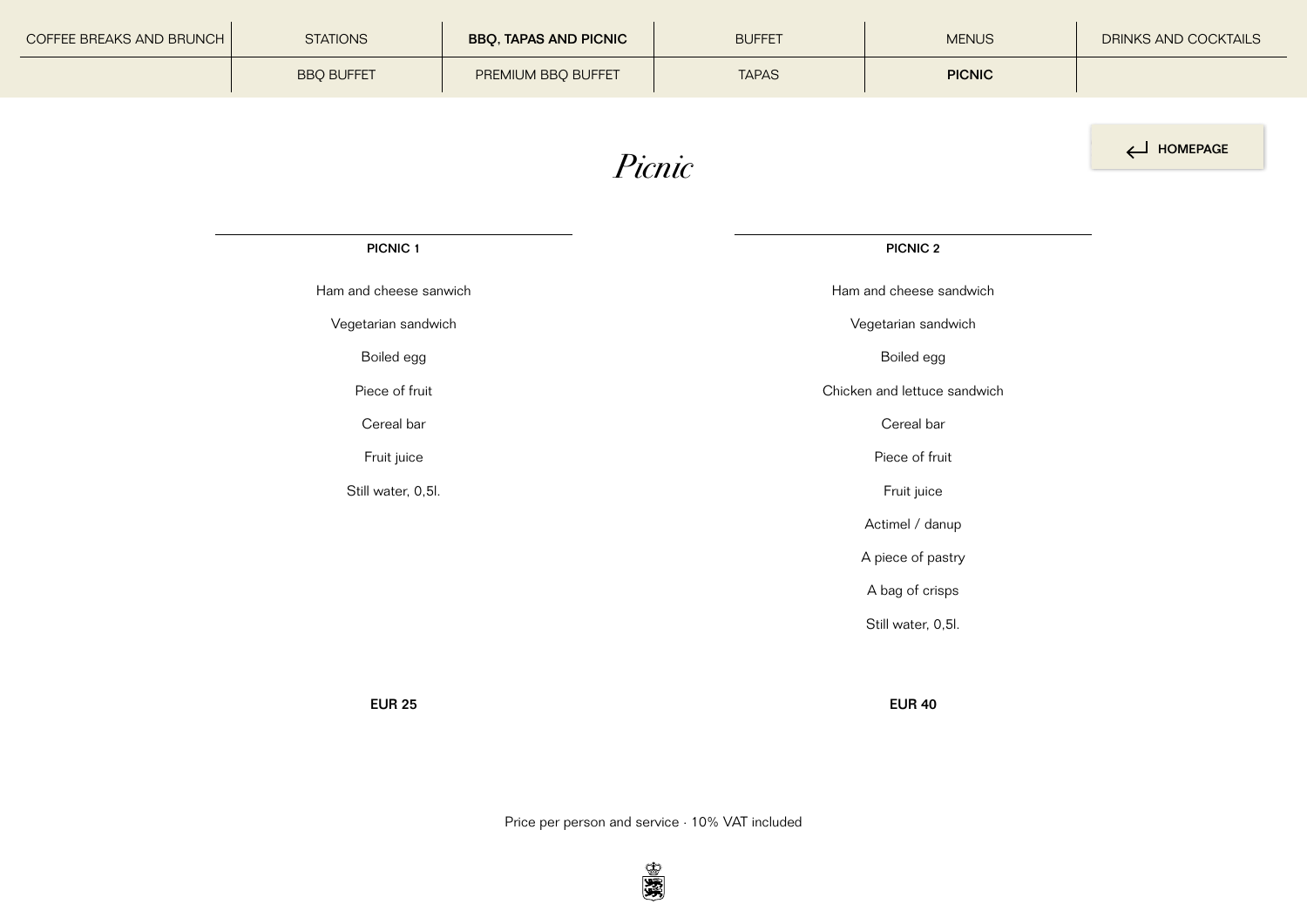COFFEE BREAKS AND BRUNCH | STATIONS | **BBQ, TAPAS AND PICNIC** | BUFFET | MENUS | DRINKS AND COCKTAILS

BBQ BUFFET | PREMIUM BBQ BUFFET | TAPAS | **PICNIC**

HOMEPAGE

# *Picnic*

## PICNIC 1

Ham and cheese sanwich

Vegetarian sandwich

Boiled egg

Piece of fruit

Cereal bar

Fruit juice

Still water, 0,5l.

**EUR 25**

## PICNIC 2

Ham and cheese sandwich

Vegetarian sandwich

Boiled egg

Chicken and lettuce sandwich

Cereal bar

Piece of fruit

Fruit juice

Actimel / danup

A piece of pastry

A bag of crisps

Still water, 0,5l.

**EUR 40**

Price per person and service · 10% VAT included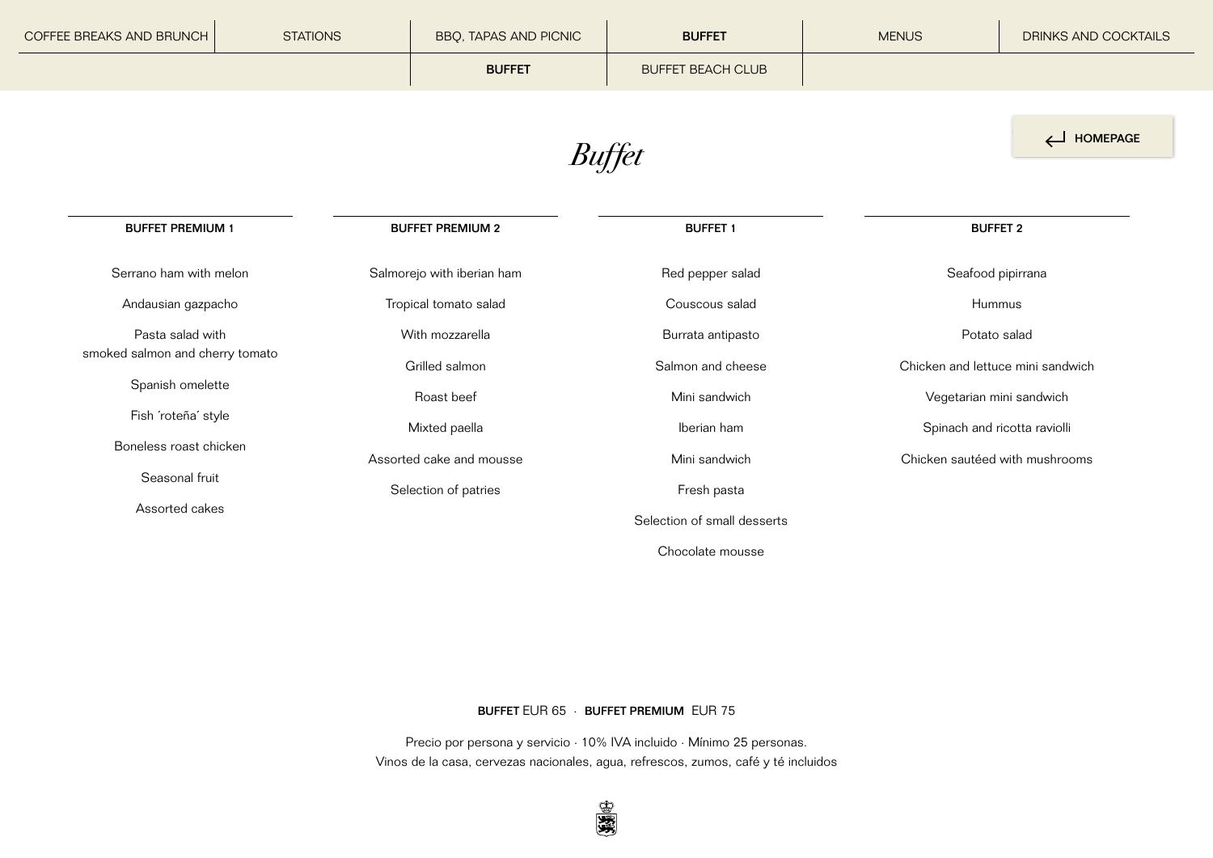COFFEE BREAKS AND BRUNCH | STATIONS | BBQ, TAPAS AND PICNIC | **BUFFET** | MENUS | DRINKS AND COCKTAILS

**BUFFET** | BUFFET BEACH CLUB

HOMEPAGE

# *Buffet*

## BUFFET PREMIUM 1

Serrano ham with melon

Andausian gazpacho

Pasta salad with smoked salmon and cherry tomato

Spanish omelette

Fish ´roteña´ style

Boneless roast chicken

Seasonal fruit

Assorted cakes

## BUFFET PREMIUM 2

Salmorejo with iberian ham

Tropical tomato salad

With mozzarella

Grilled salmon

Roast beef

Mixted paella

Assorted cake and mousse

Selection of patries

## BUFFET 1

Red pepper salad

Couscous salad

Burrata antipasto

Salmon and cheese

Mini sandwich

Iberian ham

Mini sandwich

Fresh pasta

Selection of small desserts

Chocolate mousse

## BUFFET 2

Seafood pipirrana

Hummus

Potato salad

Chicken and lettuce mini sandwich

Vegetarian mini sandwich

Spinach and ricotta raviolli

Chicken sautéed with mushrooms

**BUFFET** EUR 65 · **BUFFET PREMIUM** EUR 75

Precio por persona y servicio · 10% IVA incluido · Mínimo 25 personas.
Vinos de la casa, cervezas nacionales, agua, refrescos, zumos, café y té incluidos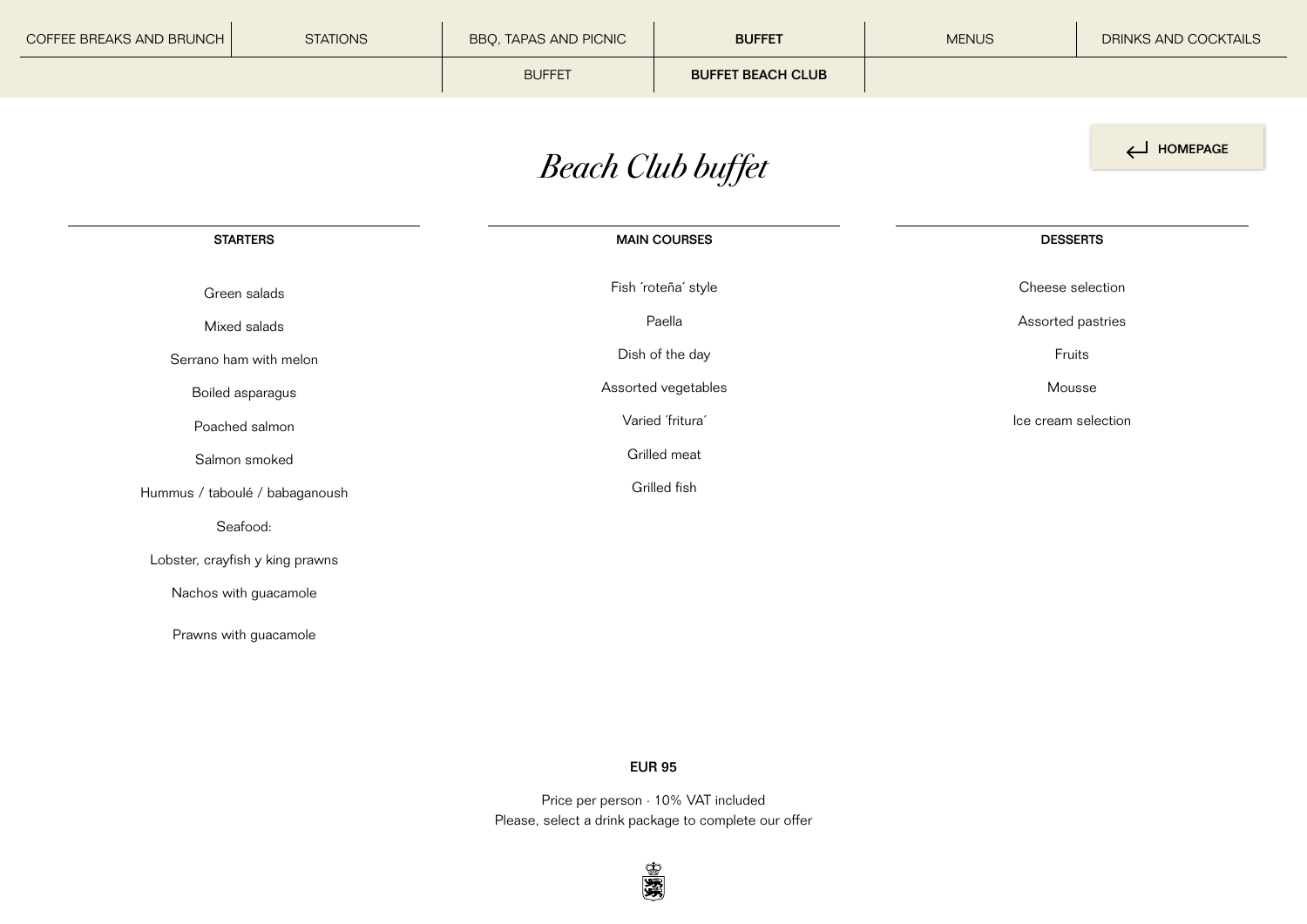# *Beach Club buffet*

## STARTERS

Green salads

Mixed salads

Serrano ham with melon

Boiled asparagus

Poached salmon

Salmon smoked

Hummus / taboulé / babaganoush

Seafood:

Lobster, crayfish y king prawns

Nachos with guacamole

Prawns with guacamole

## MAIN COURSES

Fish ´roteña´ style

Paella

Dish of the day

Assorted vegetables

Varied ´fritura´

Grilled meat

Grilled fish

## DESSERTS

Cheese selection

Assorted pastries

Fruits

Mousse

Ice cream selection

**EUR 95**

Price per person · 10% VAT included
Please, select a drink package to complete our offer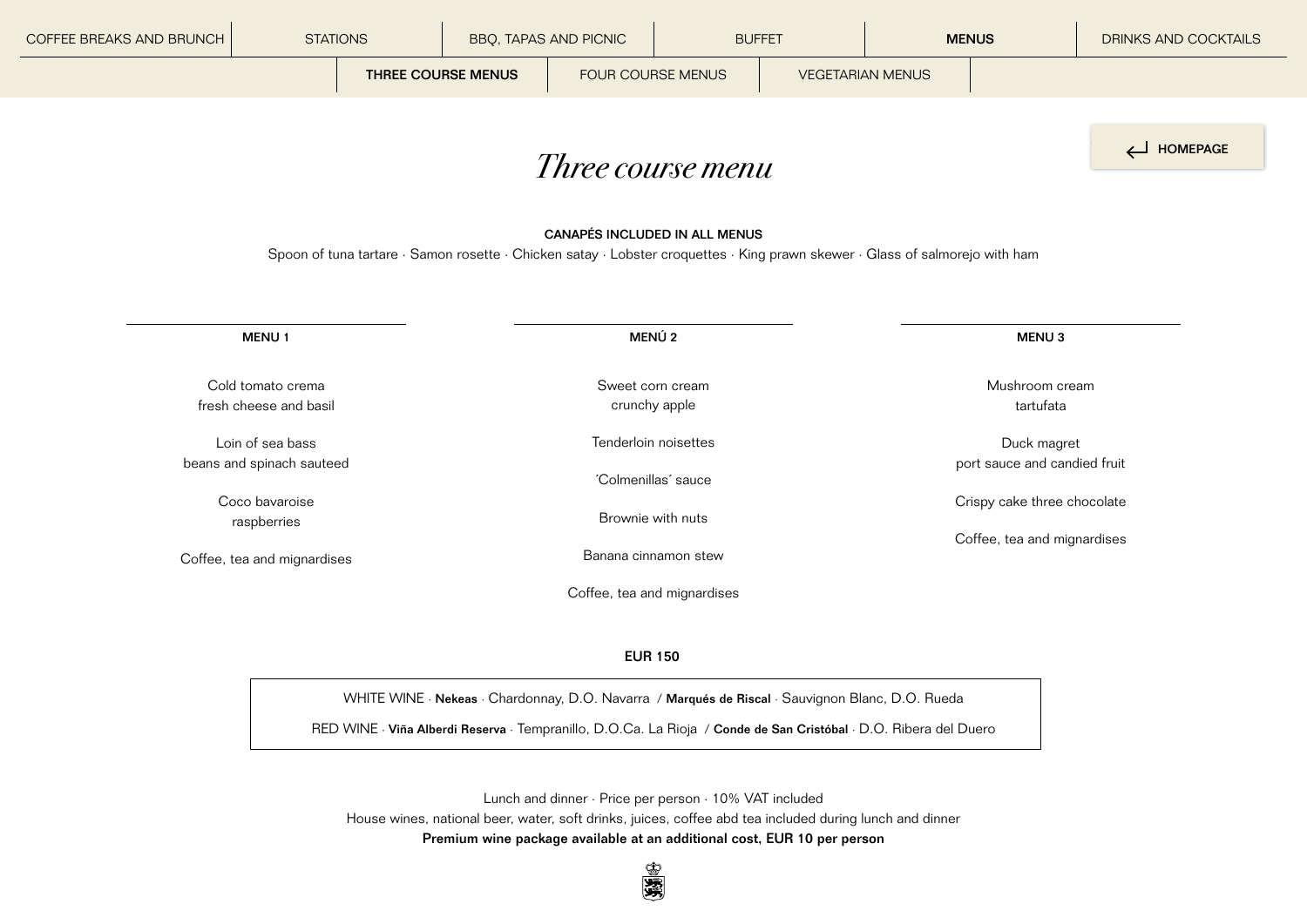COFFEE BREAKS AND BRUNCH | STATIONS | BBQ, TAPAS AND PICNIC | BUFFET | **MENUS** | DRINKS AND COCKTAILS

**THREE COURSE MENUS** | FOUR COURSE MENUS | VEGETARIAN MENUS

HOMEPAGE

# *Three course menu*

**CANAPÉS INCLUDED IN ALL MENUS**

Spoon of tuna tartare · Samon rosette · Chicken satay · Lobster croquettes · King prawn skewer · Glass of salmorejo with ham

## MENU 1

Cold tomato crema
fresh cheese and basil

Loin of sea bass
beans and spinach sauteed

Coco bavaroise
raspberries

Coffee, tea and mignardises

## MENÚ 2

Sweet corn cream
crunchy apple

Tenderloin noisettes

´Colmenillas´ sauce

Brownie with nuts

Banana cinnamon stew

Coffee, tea and mignardises

## MENU 3

Mushroom cream
tartufata

Duck magret
port sauce and candied fruit

Crispy cake three chocolate

Coffee, tea and mignardises

**EUR 150**

WHITE WINE · **Nekeas** · Chardonnay, D.O. Navarra / **Marqués de Riscal** · Sauvignon Blanc, D.O. Rueda

RED WINE · **Viña Alberdi Reserva** · Tempranillo, D.O.Ca. La Rioja / **Conde de San Cristóbal** · D.O. Ribera del Duero

Lunch and dinner · Price per person · 10% VAT included

House wines, national beer, water, soft drinks, juices, coffee abd tea included during lunch and dinner

**Premium wine package available at an additional cost, EUR 10 per person**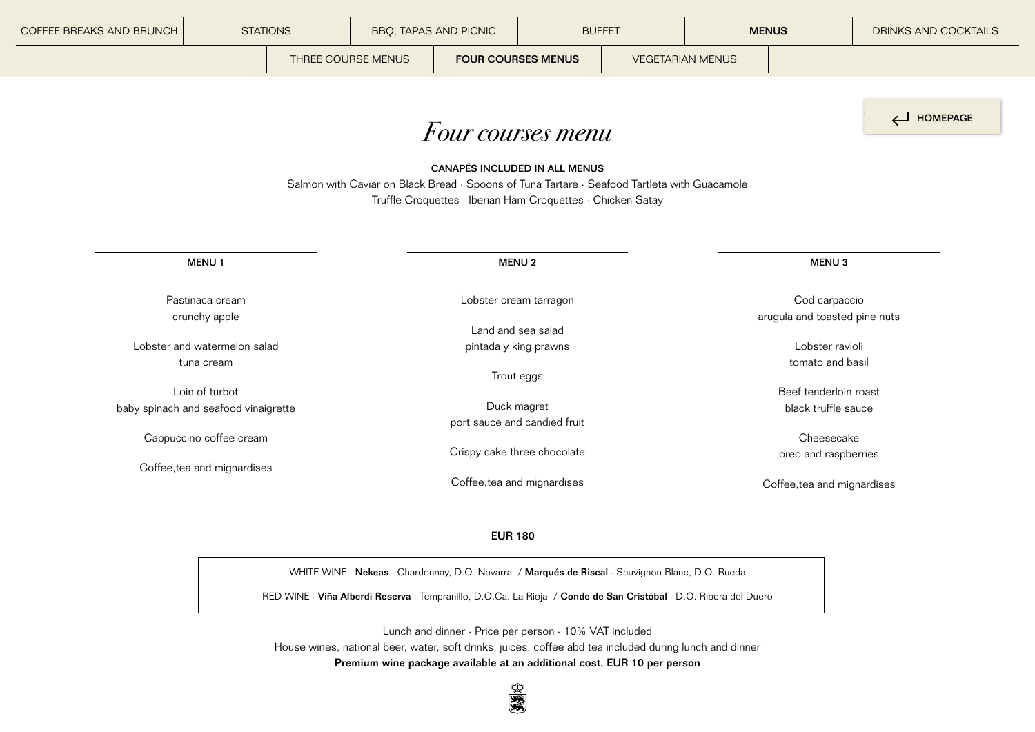COFFEE BREAKS AND BRUNCH | STATIONS | BBQ, TAPAS AND PICNIC | BUFFET | **MENUS** | DRINKS AND COCKTAILS

THREE COURSE MENUS | **FOUR COURSES MENUS** | VEGETARIAN MENUS

HOMEPAGE

# *Four courses menu*

**CANAPÉS INCLUDED IN ALL MENUS**

Salmon with Caviar on Black Bread · Spoons of Tuna Tartare · Seafood Tartleta with Guacamole
Truffle Croquettes · Iberian Ham Croquettes · Chicken Satay

**MENU 1**

Pastinaca cream
crunchy apple

Lobster and watermelon salad
tuna cream

Loin of turbot
baby spinach and seafood vinaigrette

Cappuccino coffee cream

Coffee,tea and mignardises

**MENU 2**

Lobster cream tarragon

Land and sea salad
pintada y king prawns

Trout eggs

Duck magret
port sauce and candied fruit

Crispy cake three chocolate

Coffee,tea and mignardises

**MENU 3**

Cod carpaccio
arugula and toasted pine nuts

Lobster ravioli
tomato and basil

Beef tenderloin roast
black truffle sauce

Cheesecake
oreo and raspberries

Coffee,tea and mignardises

**EUR 180**

WHITE WINE · **Nekeas** · Chardonnay, D.O. Navarra / **Marqués de Riscal** · Sauvignon Blanc, D.O. Rueda

RED WINE · **Viña Alberdi Reserva** · Tempranillo, D.O.Ca. La Rioja / **Conde de San Cristóbal** · D.O. Ribera del Duero

Lunch and dinner - Price per person - 10% VAT included
House wines, national beer, water, soft drinks, juices, coffee abd tea included during lunch and dinner
**Premium wine package available at an additional cost, EUR 10 per person**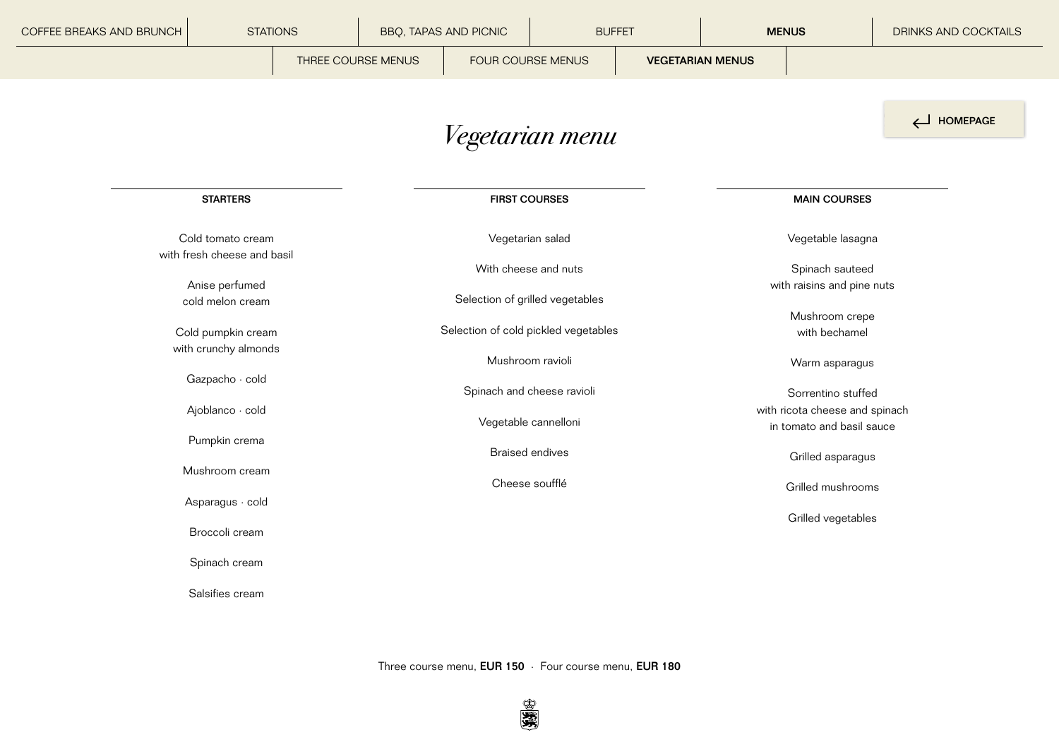# *Vegetarian menu*

## STARTERS

Cold tomato cream
with fresh cheese and basil

Anise perfumed
cold melon cream

Cold pumpkin cream
with crunchy almonds

Gazpacho · cold

Ajoblanco · cold

Pumpkin crema

Mushroom cream

Asparagus · cold

Broccoli cream

Spinach cream

Salsifies cream

## FIRST COURSES

Vegetarian salad

With cheese and nuts

Selection of grilled vegetables

Selection of cold pickled vegetables

Mushroom ravioli

Spinach and cheese ravioli

Vegetable cannelloni

Braised endives

Cheese soufflé

## MAIN COURSES

Vegetable lasagna

Spinach sauteed
with raisins and pine nuts

Mushroom crepe
with bechamel

Warm asparagus

Sorrentino stuffed
with ricota cheese and spinach
in tomato and basil sauce

Grilled asparagus

Grilled mushrooms

Grilled vegetables

Three course menu, **EUR 150** · Four course menu, **EUR 180**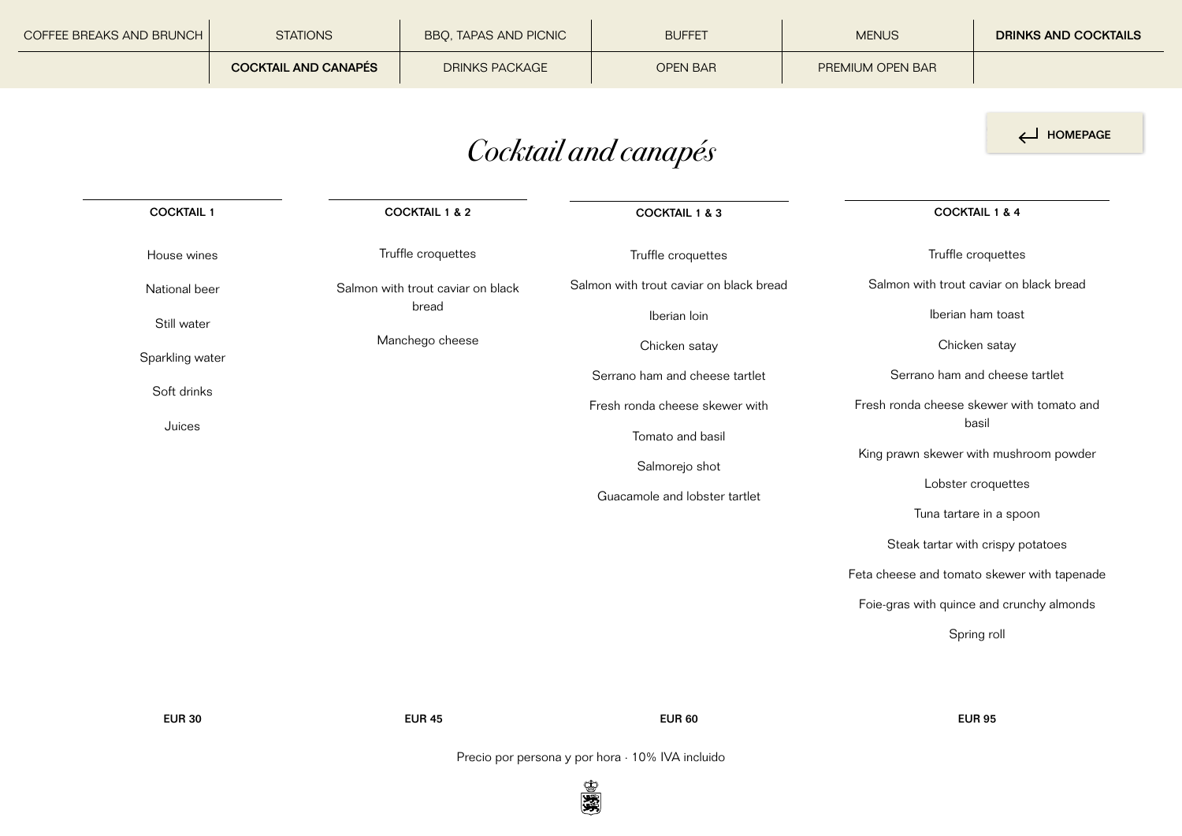COFFEE BREAKS AND BRUNCH | STATIONS | BBQ, TAPAS AND PICNIC | BUFFET | MENUS | **DRINKS AND COCKTAILS**

**COCKTAIL AND CANAPÉS** | DRINKS PACKAGE | OPEN BAR | PREMIUM OPEN BAR

HOMEPAGE

# *Cocktail and canapés*

### COCKTAIL 1

House wines

National beer

Still water

Sparkling water

Soft drinks

Juices

**EUR 30**

### COCKTAIL 1 & 2

Truffle croquettes

Salmon with trout caviar on black bread

Manchego cheese

**EUR 45**

### COCKTAIL 1 & 3

Truffle croquettes

Salmon with trout caviar on black bread

Iberian loin

Chicken satay

Serrano ham and cheese tartlet

Fresh ronda cheese skewer with

Tomato and basil

Salmorejo shot

Guacamole and lobster tartlet

**EUR 60**

### COCKTAIL 1 & 4

Truffle croquettes

Salmon with trout caviar on black bread

Iberian ham toast

Chicken satay

Serrano ham and cheese tartlet

Fresh ronda cheese skewer with tomato and basil

King prawn skewer with mushroom powder

Lobster croquettes

Tuna tartare in a spoon

Steak tartar with crispy potatoes

Feta cheese and tomato skewer with tapenade

Foie-gras with quince and crunchy almonds

Spring roll

**EUR 95**

Precio por persona y por hora · 10% IVA incluido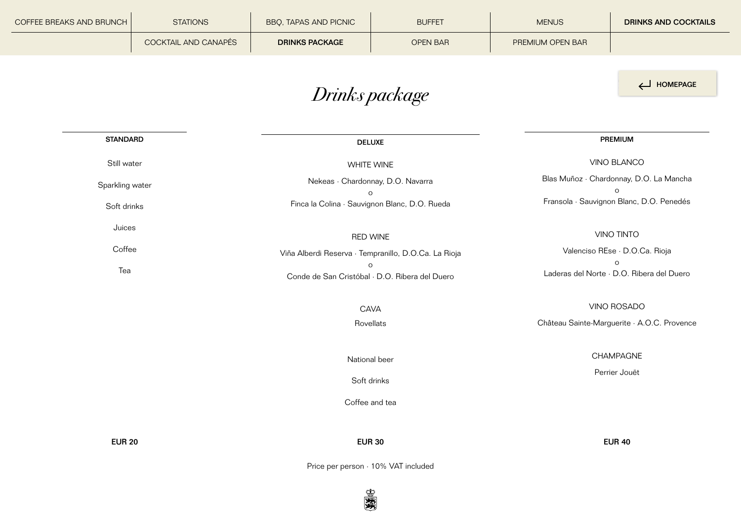COFFEE BREAKS AND BRUNCH | STATIONS | BBQ, TAPAS AND PICNIC | BUFFET | MENUS | **DRINKS AND COCKTAILS**

COCKTAIL AND CANAPÉS | **DRINKS PACKAGE** | OPEN BAR | PREMIUM OPEN BAR

HOMEPAGE

# *Drinks package*

## STANDARD

Still water

Sparkling water

Soft drinks

Juices

Coffee

Tea

**EUR 20**

## DELUXE

WHITE WINE

Nekeas · Chardonnay, D.O. Navarra
o
Finca la Colina · Sauvignon Blanc, D.O. Rueda

RED WINE

Viña Alberdi Reserva · Tempranillo, D.O.Ca. La Rioja
o
Conde de San Cristóbal · D.O. Ribera del Duero

CAVA

Rovellats

National beer

Soft drinks

Coffee and tea

**EUR 30**

## PREMIUM

VINO BLANCO

Blas Muñoz · Chardonnay, D.O. La Mancha
o
Fransola · Sauvignon Blanc, D.O. Penedés

VINO TINTO

Valenciso REse · D.O.Ca. Rioja
o
Laderas del Norte · D.O. Ribera del Duero

VINO ROSADO

Château Sainte-Marguerite · A.O.C. Provence

CHAMPAGNE

Perrier Jouët

**EUR 40**

Price per person · 10% VAT included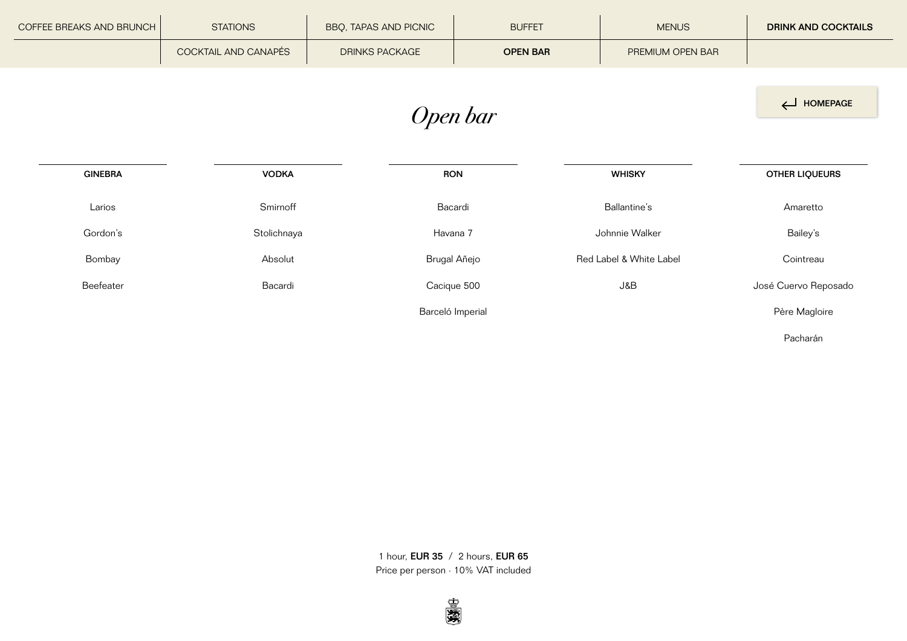COFFEE BREAKS AND BRUNCH | STATIONS | BBQ, TAPAS AND PICNIC | BUFFET | MENUS | **DRINK AND COCKTAILS**

COCKTAIL AND CANAPÉS | DRINKS PACKAGE | **OPEN BAR** | PREMIUM OPEN BAR

HOMEPAGE

# *Open bar*

| GINEBRA | VODKA | RON | WHISKY | OTHER LIQUEURS |
|---|---|---|---|---|
| Larios | Smirnoff | Bacardi | Ballantine's | Amaretto |
| Gordon's | Stolichnaya | Havana 7 | Johnnie Walker | Bailey's |
| Bombay | Absolut | Brugal Añejo | Red Label & White Label | Cointreau |
| Beefeater | Bacardi | Cacique 500 | J&B | José Cuervo Reposado |
| | | Barceló Imperial | | Père Magloire |
| | | | | Pacharán |

1 hour, **EUR 35** / 2 hours, **EUR 65**
Price per person · 10% VAT included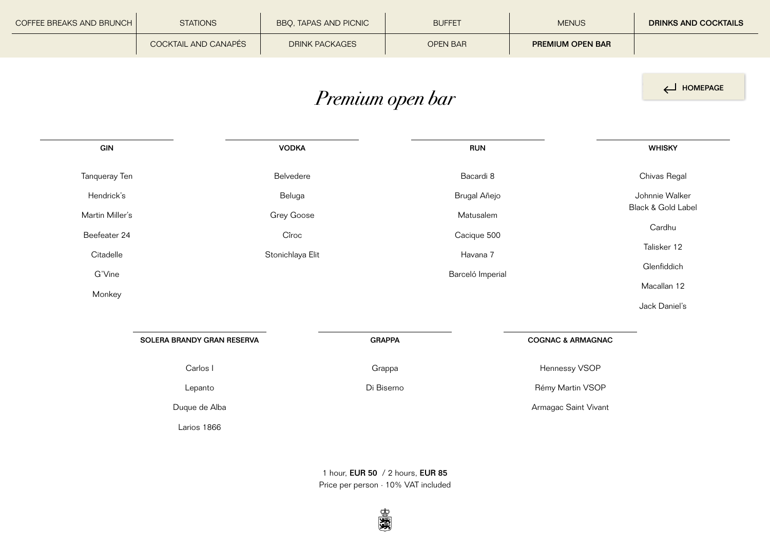COFFEE BREAKS AND BRUNCH | STATIONS | BBQ, TAPAS AND PICNIC | BUFFET | MENUS | **DRINKS AND COCKTAILS**

COCKTAIL AND CANAPÉS | DRINK PACKAGES | OPEN BAR | **PREMIUM OPEN BAR**

HOMEPAGE

# *Premium open bar*

### GIN

Tanqueray Ten

Hendrick's

Martin Miller's

Beefeater 24

Citadelle

G'Vine

Monkey

### VODKA

Belvedere

Beluga

Grey Goose

Cîroc

Stonichlaya Elit

### RUN

Bacardi 8

Brugal Añejo

Matusalem

Cacique 500

Havana 7

Barceló Imperial

### WHISKY

Chivas Regal

Johnnie Walker Black & Gold Label

Cardhu

Talisker 12

Glenfiddich

Macallan 12

Jack Daniel's

### SOLERA BRANDY GRAN RESERVA

Carlos I

Lepanto

Duque de Alba

Larios 1866

### GRAPPA

Grappa

Di Biserno

### COGNAC & ARMAGNAC

Hennessy VSOP

Rémy Martin VSOP

Armagac Saint Vivant

1 hour, **EUR 50** / 2 hours, **EUR 85**
Price per person · 10% VAT included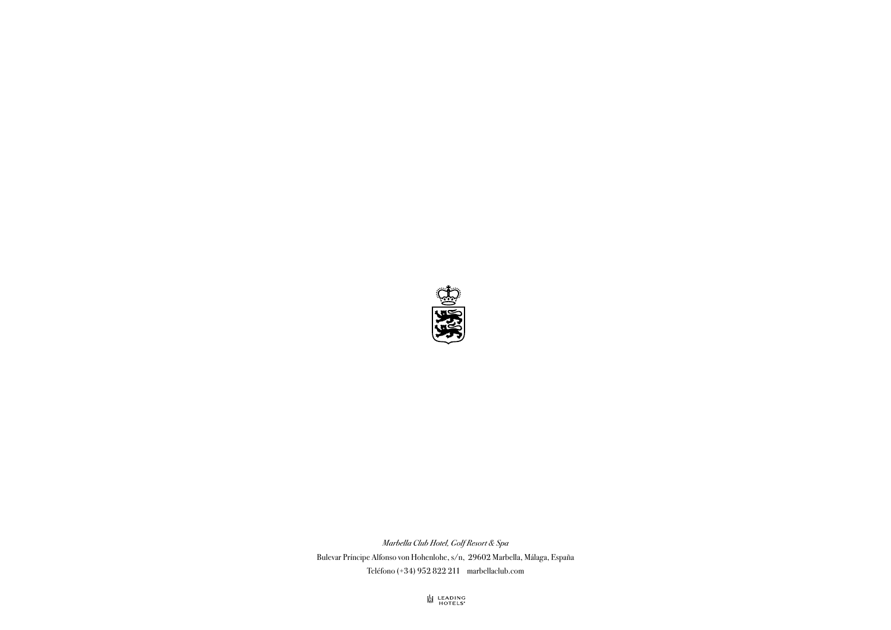*Marbella Club Hotel, Golf Resort & Spa*

Bulevar Príncipe Alfonso von Hohenlohe, s/n, 29602 Marbella, Málaga, España

Teléfono (+34) 952 822 211 marbellaclub.com

LEADING HOTELS